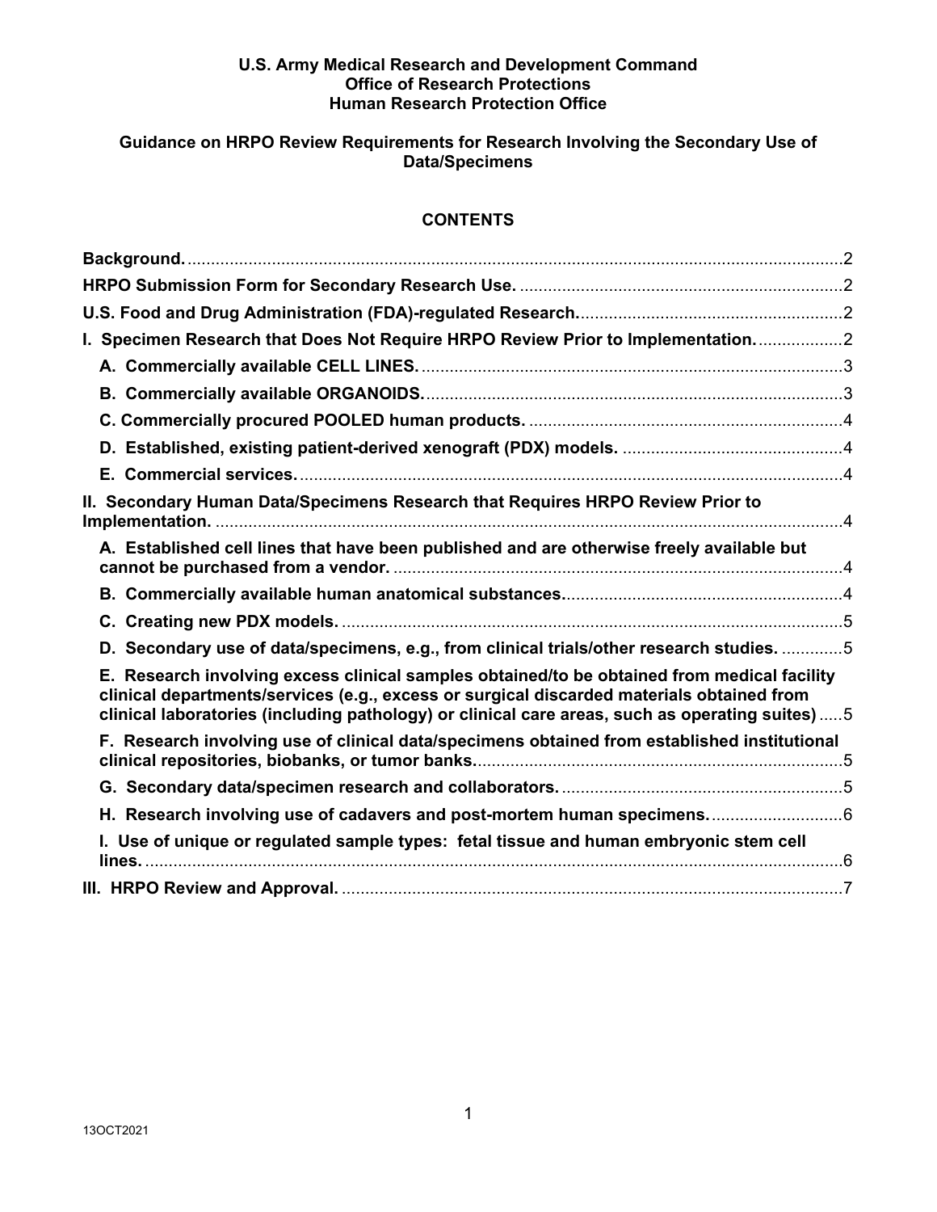**U.S. Army Medical Research and Development Command**
**Office of Research Protections**
**Human Research Protection Office**

# Guidance on HRPO Review Requirements for Research Involving the Secondary Use of Data/Specimens

## CONTENTS

- **Background.** ... 2
- **HRPO Submission Form for Secondary Research Use.** ... 2
- **U.S. Food and Drug Administration (FDA)-regulated Research.** ... 2
- **I. Specimen Research that Does Not Require HRPO Review Prior to Implementation.** ... 2
  - **A. Commercially available CELL LINES.** ... 3
  - **B. Commercially available ORGANOIDS.** ... 3
  - **C. Commercially procured POOLED human products.** ... 4
  - **D. Established, existing patient-derived xenograft (PDX) models.** ... 4
  - **E. Commercial services.** ... 4
- **II. Secondary Human Data/Specimens Research that Requires HRPO Review Prior to Implementation.** ... 4
  - **A. Established cell lines that have been published and are otherwise freely available but cannot be purchased from a vendor.** ... 4
  - **B. Commercially available human anatomical substances.** ... 4
  - **C. Creating new PDX models.** ... 5
  - **D. Secondary use of data/specimens, e.g., from clinical trials/other research studies.** ... 5
  - **E. Research involving excess clinical samples obtained/to be obtained from medical facility clinical departments/services (e.g., excess or surgical discarded materials obtained from clinical laboratories (including pathology) or clinical care areas, such as operating suites)** ... 5
  - **F. Research involving use of clinical data/specimens obtained from established institutional clinical repositories, biobanks, or tumor banks.** ... 5
  - **G. Secondary data/specimen research and collaborators.** ... 5
  - **H. Research involving use of cadavers and post-mortem human specimens.** ... 6
  - **I. Use of unique or regulated sample types: fetal tissue and human embryonic stem cell lines.** ... 6
- **III. HRPO Review and Approval.** ... 7

13OCT2021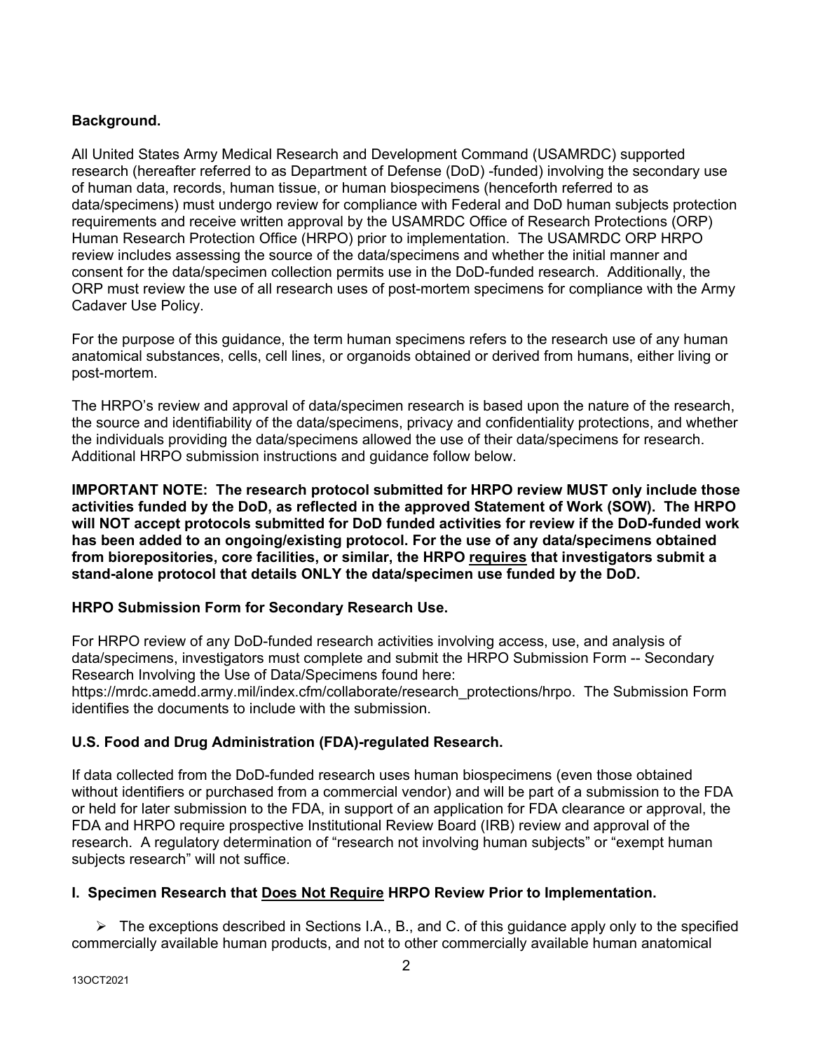**Background.**

All United States Army Medical Research and Development Command (USAMRDC) supported research (hereafter referred to as Department of Defense (DoD) -funded) involving the secondary use of human data, records, human tissue, or human biospecimens (henceforth referred to as data/specimens) must undergo review for compliance with Federal and DoD human subjects protection requirements and receive written approval by the USAMRDC Office of Research Protections (ORP) Human Research Protection Office (HRPO) prior to implementation. The USAMRDC ORP HRPO review includes assessing the source of the data/specimens and whether the initial manner and consent for the data/specimen collection permits use in the DoD-funded research. Additionally, the ORP must review the use of all research uses of post-mortem specimens for compliance with the Army Cadaver Use Policy.

For the purpose of this guidance, the term human specimens refers to the research use of any human anatomical substances, cells, cell lines, or organoids obtained or derived from humans, either living or post-mortem.

The HRPO's review and approval of data/specimen research is based upon the nature of the research, the source and identifiability of the data/specimens, privacy and confidentiality protections, and whether the individuals providing the data/specimens allowed the use of their data/specimens for research. Additional HRPO submission instructions and guidance follow below.

**IMPORTANT NOTE: The research protocol submitted for HRPO review MUST only include those activities funded by the DoD, as reflected in the approved Statement of Work (SOW). The HRPO will NOT accept protocols submitted for DoD funded activities for review if the DoD-funded work has been added to an ongoing/existing protocol. For the use of any data/specimens obtained from biorepositories, core facilities, or similar, the HRPO <u>requires</u> that investigators submit a stand-alone protocol that details ONLY the data/specimen use funded by the DoD.**

**HRPO Submission Form for Secondary Research Use.**

For HRPO review of any DoD-funded research activities involving access, use, and analysis of data/specimens, investigators must complete and submit the HRPO Submission Form -- Secondary Research Involving the Use of Data/Specimens found here: https://mrdc.amedd.army.mil/index.cfm/collaborate/research_protections/hrpo. The Submission Form identifies the documents to include with the submission.

**U.S. Food and Drug Administration (FDA)-regulated Research.**

If data collected from the DoD-funded research uses human biospecimens (even those obtained without identifiers or purchased from a commercial vendor) and will be part of a submission to the FDA or held for later submission to the FDA, in support of an application for FDA clearance or approval, the FDA and HRPO require prospective Institutional Review Board (IRB) review and approval of the research. A regulatory determination of "research not involving human subjects" or "exempt human subjects research" will not suffice.

**I. Specimen Research that <u>Does Not Require</u> HRPO Review Prior to Implementation.**

- The exceptions described in Sections I.A., B., and C. of this guidance apply only to the specified commercially available human products, and not to other commercially available human anatomical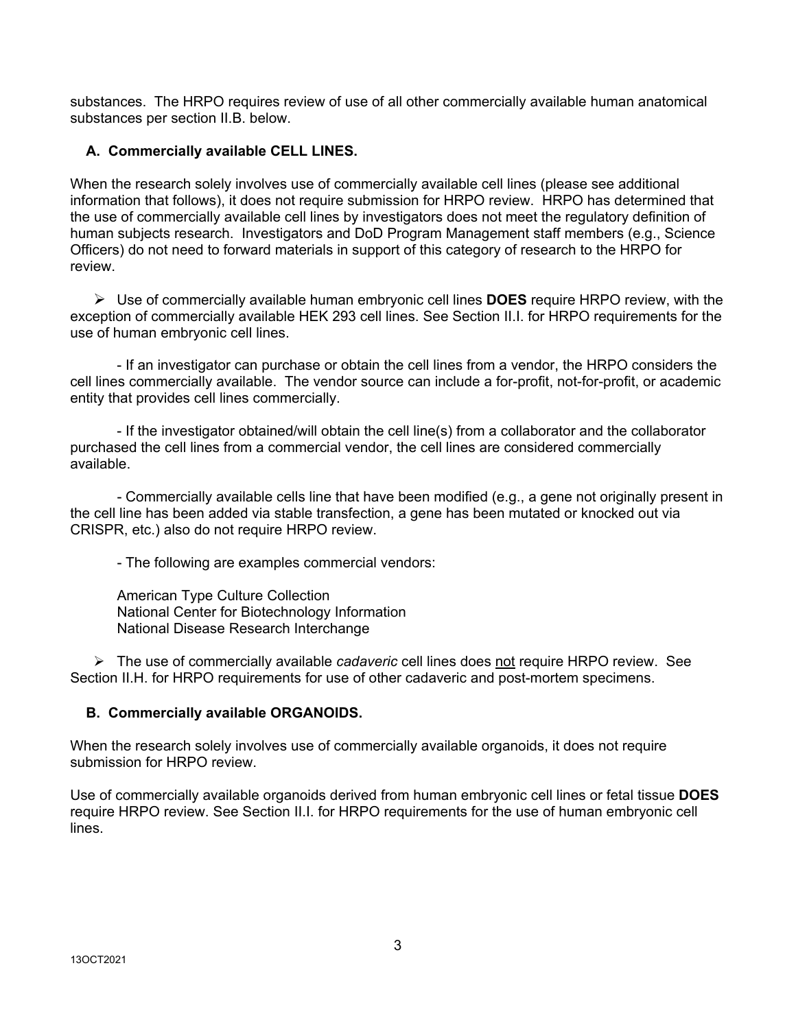substances. The HRPO requires review of use of all other commercially available human anatomical substances per section II.B. below.

### A. Commercially available CELL LINES.

When the research solely involves use of commercially available cell lines (please see additional information that follows), it does not require submission for HRPO review. HRPO has determined that the use of commercially available cell lines by investigators does not meet the regulatory definition of human subjects research. Investigators and DoD Program Management staff members (e.g., Science Officers) do not need to forward materials in support of this category of research to the HRPO for review.

- Use of commercially available human embryonic cell lines **DOES** require HRPO review, with the exception of commercially available HEK 293 cell lines. See Section II.I. for HRPO requirements for the use of human embryonic cell lines.

  - If an investigator can purchase or obtain the cell lines from a vendor, the HRPO considers the cell lines commercially available. The vendor source can include a for-profit, not-for-profit, or academic entity that provides cell lines commercially.

  - If the investigator obtained/will obtain the cell line(s) from a collaborator and the collaborator purchased the cell lines from a commercial vendor, the cell lines are considered commercially available.

  - Commercially available cells line that have been modified (e.g., a gene not originally present in the cell line has been added via stable transfection, a gene has been mutated or knocked out via CRISPR, etc.) also do not require HRPO review.

  - The following are examples commercial vendors:

    American Type Culture Collection
    National Center for Biotechnology Information
    National Disease Research Interchange

- The use of commercially available *cadaveric* cell lines does <u>not</u> require HRPO review. See Section II.H. for HRPO requirements for use of other cadaveric and post-mortem specimens.

### B. Commercially available ORGANOIDS.

When the research solely involves use of commercially available organoids, it does not require submission for HRPO review.

Use of commercially available organoids derived from human embryonic cell lines or fetal tissue **DOES** require HRPO review. See Section II.I. for HRPO requirements for the use of human embryonic cell lines.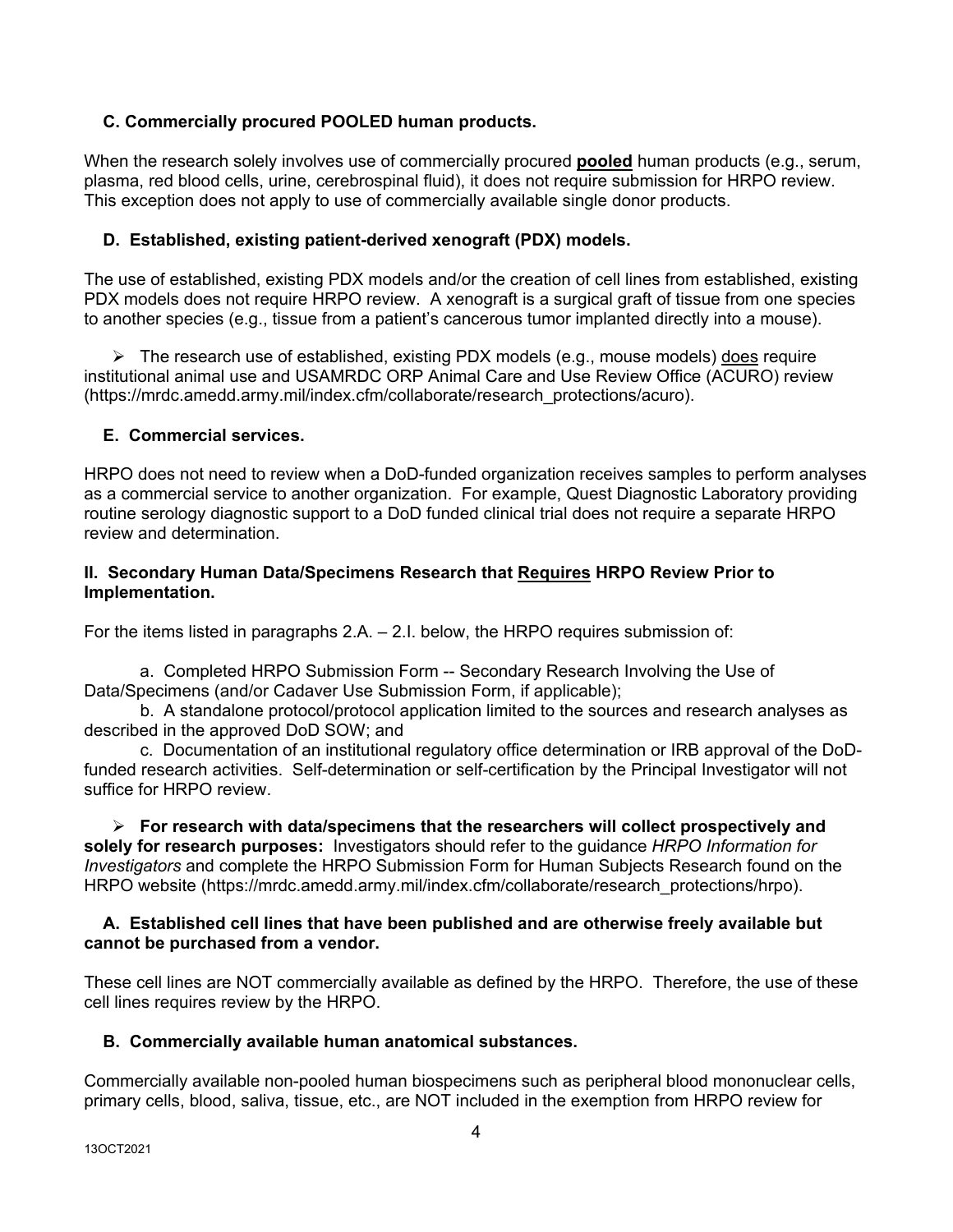### C. Commercially procured POOLED human products.

When the research solely involves use of commercially procured **pooled** human products (e.g., serum, plasma, red blood cells, urine, cerebrospinal fluid), it does not require submission for HRPO review. This exception does not apply to use of commercially available single donor products.

### D. Established, existing patient-derived xenograft (PDX) models.

The use of established, existing PDX models and/or the creation of cell lines from established, existing PDX models does not require HRPO review. A xenograft is a surgical graft of tissue from one species to another species (e.g., tissue from a patient's cancerous tumor implanted directly into a mouse).

- The research use of established, existing PDX models (e.g., mouse models) does require institutional animal use and USAMRDC ORP Animal Care and Use Review Office (ACURO) review (https://mrdc.amedd.army.mil/index.cfm/collaborate/research_protections/acuro).

### E. Commercial services.

HRPO does not need to review when a DoD-funded organization receives samples to perform analyses as a commercial service to another organization. For example, Quest Diagnostic Laboratory providing routine serology diagnostic support to a DoD funded clinical trial does not require a separate HRPO review and determination.

## II. Secondary Human Data/Specimens Research that Requires HRPO Review Prior to Implementation.

For the items listed in paragraphs 2.A. – 2.I. below, the HRPO requires submission of:

a. Completed HRPO Submission Form -- Secondary Research Involving the Use of Data/Specimens (and/or Cadaver Use Submission Form, if applicable);

b. A standalone protocol/protocol application limited to the sources and research analyses as described in the approved DoD SOW; and

c. Documentation of an institutional regulatory office determination or IRB approval of the DoD-funded research activities. Self-determination or self-certification by the Principal Investigator will not suffice for HRPO review.

- **For research with data/specimens that the researchers will collect prospectively and solely for research purposes:** Investigators should refer to the guidance *HRPO Information for Investigators* and complete the HRPO Submission Form for Human Subjects Research found on the HRPO website (https://mrdc.amedd.army.mil/index.cfm/collaborate/research_protections/hrpo).

### A. Established cell lines that have been published and are otherwise freely available but cannot be purchased from a vendor.

These cell lines are NOT commercially available as defined by the HRPO. Therefore, the use of these cell lines requires review by the HRPO.

### B. Commercially available human anatomical substances.

Commercially available non-pooled human biospecimens such as peripheral blood mononuclear cells, primary cells, blood, saliva, tissue, etc., are NOT included in the exemption from HRPO review for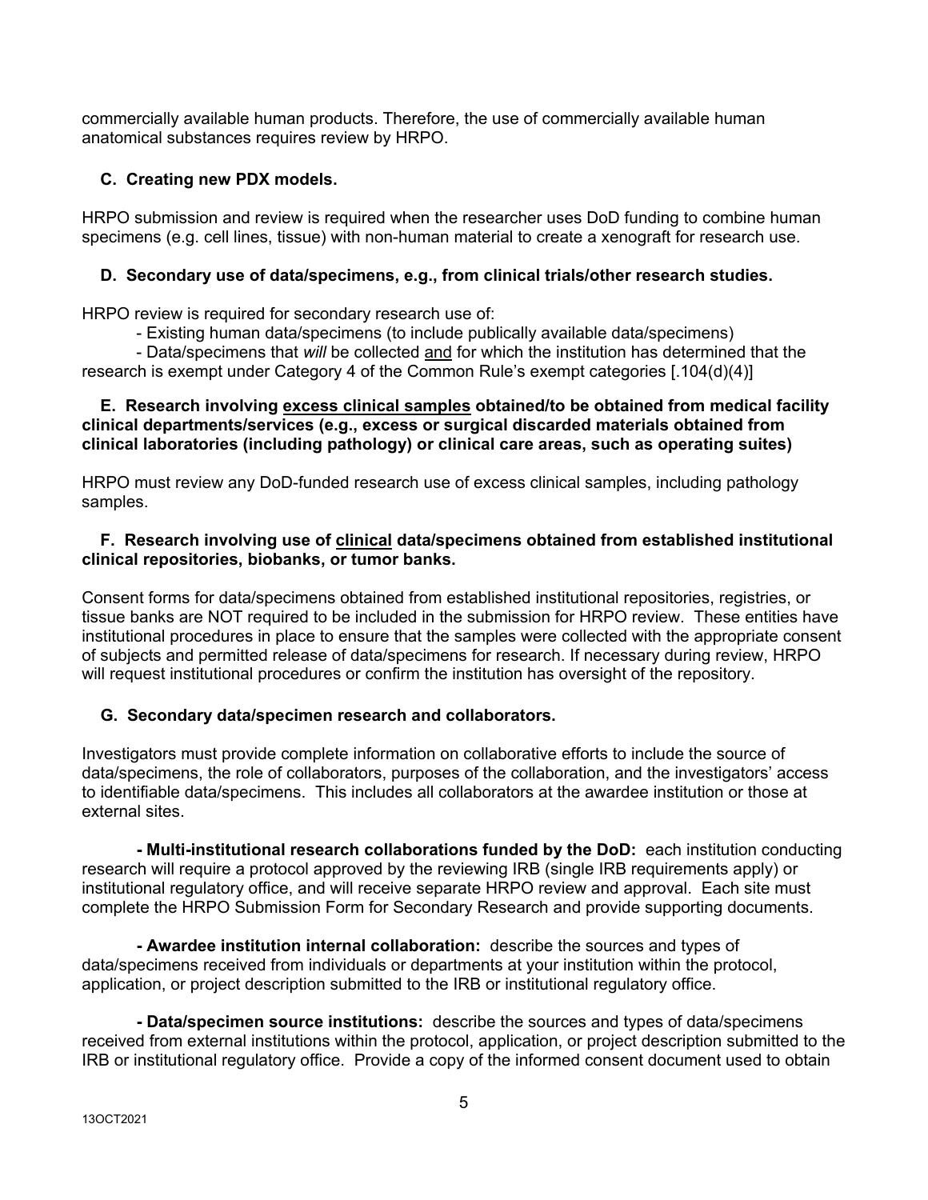commercially available human products. Therefore, the use of commercially available human anatomical substances requires review by HRPO.

### C. Creating new PDX models.

HRPO submission and review is required when the researcher uses DoD funding to combine human specimens (e.g. cell lines, tissue) with non-human material to create a xenograft for research use.

### D. Secondary use of data/specimens, e.g., from clinical trials/other research studies.

HRPO review is required for secondary research use of:

- Existing human data/specimens (to include publically available data/specimens)
- Data/specimens that *will* be collected and for which the institution has determined that the research is exempt under Category 4 of the Common Rule's exempt categories [.104(d)(4)]

### E. Research involving excess clinical samples obtained/to be obtained from medical facility clinical departments/services (e.g., excess or surgical discarded materials obtained from clinical laboratories (including pathology) or clinical care areas, such as operating suites)

HRPO must review any DoD-funded research use of excess clinical samples, including pathology samples.

### F. Research involving use of clinical data/specimens obtained from established institutional clinical repositories, biobanks, or tumor banks.

Consent forms for data/specimens obtained from established institutional repositories, registries, or tissue banks are NOT required to be included in the submission for HRPO review. These entities have institutional procedures in place to ensure that the samples were collected with the appropriate consent of subjects and permitted release of data/specimens for research. If necessary during review, HRPO will request institutional procedures or confirm the institution has oversight of the repository.

### G. Secondary data/specimen research and collaborators.

Investigators must provide complete information on collaborative efforts to include the source of data/specimens, the role of collaborators, purposes of the collaboration, and the investigators' access to identifiable data/specimens. This includes all collaborators at the awardee institution or those at external sites.

**- Multi-institutional research collaborations funded by the DoD:** each institution conducting research will require a protocol approved by the reviewing IRB (single IRB requirements apply) or institutional regulatory office, and will receive separate HRPO review and approval. Each site must complete the HRPO Submission Form for Secondary Research and provide supporting documents.

**- Awardee institution internal collaboration:** describe the sources and types of data/specimens received from individuals or departments at your institution within the protocol, application, or project description submitted to the IRB or institutional regulatory office.

**- Data/specimen source institutions:** describe the sources and types of data/specimens received from external institutions within the protocol, application, or project description submitted to the IRB or institutional regulatory office. Provide a copy of the informed consent document used to obtain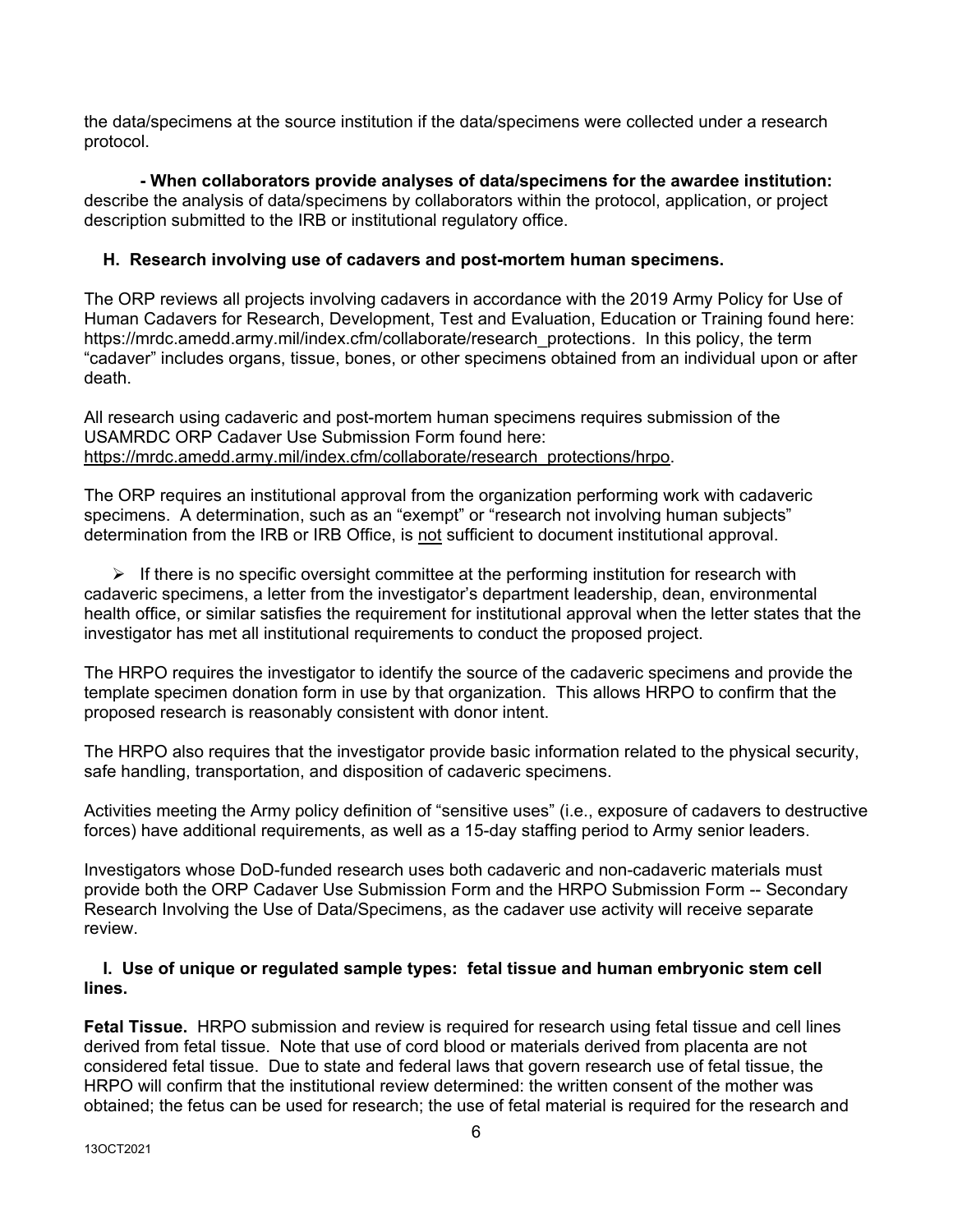the data/specimens at the source institution if the data/specimens were collected under a research protocol.

**- When collaborators provide analyses of data/specimens for the awardee institution:** describe the analysis of data/specimens by collaborators within the protocol, application, or project description submitted to the IRB or institutional regulatory office.

### H. Research involving use of cadavers and post-mortem human specimens.

The ORP reviews all projects involving cadavers in accordance with the 2019 Army Policy for Use of Human Cadavers for Research, Development, Test and Evaluation, Education or Training found here: https://mrdc.amedd.army.mil/index.cfm/collaborate/research_protections. In this policy, the term "cadaver" includes organs, tissue, bones, or other specimens obtained from an individual upon or after death.

All research using cadaveric and post-mortem human specimens requires submission of the USAMRDC ORP Cadaver Use Submission Form found here: https://mrdc.amedd.army.mil/index.cfm/collaborate/research_protections/hrpo.

The ORP requires an institutional approval from the organization performing work with cadaveric specimens. A determination, such as an "exempt" or "research not involving human subjects" determination from the IRB or IRB Office, is <u>not</u> sufficient to document institutional approval.

- If there is no specific oversight committee at the performing institution for research with cadaveric specimens, a letter from the investigator's department leadership, dean, environmental health office, or similar satisfies the requirement for institutional approval when the letter states that the investigator has met all institutional requirements to conduct the proposed project.

The HRPO requires the investigator to identify the source of the cadaveric specimens and provide the template specimen donation form in use by that organization. This allows HRPO to confirm that the proposed research is reasonably consistent with donor intent.

The HRPO also requires that the investigator provide basic information related to the physical security, safe handling, transportation, and disposition of cadaveric specimens.

Activities meeting the Army policy definition of "sensitive uses" (i.e., exposure of cadavers to destructive forces) have additional requirements, as well as a 15-day staffing period to Army senior leaders.

Investigators whose DoD-funded research uses both cadaveric and non-cadaveric materials must provide both the ORP Cadaver Use Submission Form and the HRPO Submission Form -- Secondary Research Involving the Use of Data/Specimens, as the cadaver use activity will receive separate review.

### I. Use of unique or regulated sample types: fetal tissue and human embryonic stem cell lines.

**Fetal Tissue.** HRPO submission and review is required for research using fetal tissue and cell lines derived from fetal tissue. Note that use of cord blood or materials derived from placenta are not considered fetal tissue. Due to state and federal laws that govern research use of fetal tissue, the HRPO will confirm that the institutional review determined: the written consent of the mother was obtained; the fetus can be used for research; the use of fetal material is required for the research and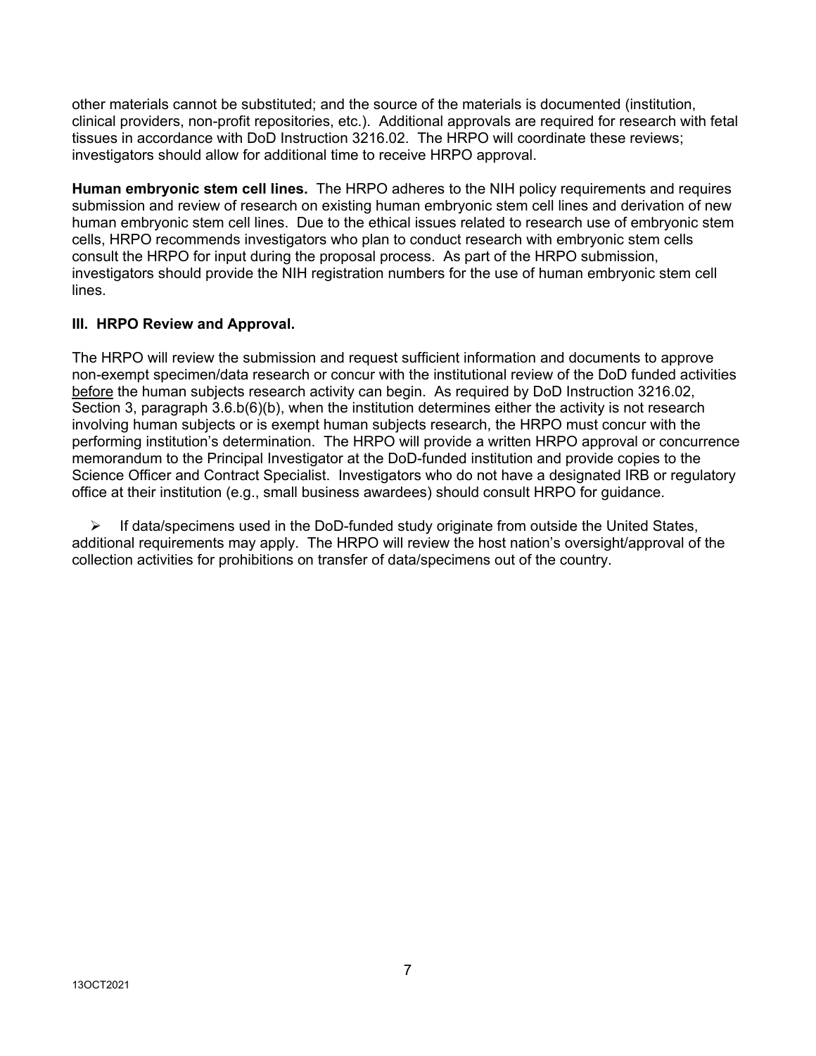other materials cannot be substituted; and the source of the materials is documented (institution, clinical providers, non-profit repositories, etc.). Additional approvals are required for research with fetal tissues in accordance with DoD Instruction 3216.02. The HRPO will coordinate these reviews; investigators should allow for additional time to receive HRPO approval.

**Human embryonic stem cell lines.** The HRPO adheres to the NIH policy requirements and requires submission and review of research on existing human embryonic stem cell lines and derivation of new human embryonic stem cell lines. Due to the ethical issues related to research use of embryonic stem cells, HRPO recommends investigators who plan to conduct research with embryonic stem cells consult the HRPO for input during the proposal process. As part of the HRPO submission, investigators should provide the NIH registration numbers for the use of human embryonic stem cell lines.

### III. HRPO Review and Approval.

The HRPO will review the submission and request sufficient information and documents to approve non-exempt specimen/data research or concur with the institutional review of the DoD funded activities <u>before</u> the human subjects research activity can begin. As required by DoD Instruction 3216.02, Section 3, paragraph 3.6.b(6)(b), when the institution determines either the activity is not research involving human subjects or is exempt human subjects research, the HRPO must concur with the performing institution's determination. The HRPO will provide a written HRPO approval or concurrence memorandum to the Principal Investigator at the DoD-funded institution and provide copies to the Science Officer and Contract Specialist. Investigators who do not have a designated IRB or regulatory office at their institution (e.g., small business awardees) should consult HRPO for guidance.

- If data/specimens used in the DoD-funded study originate from outside the United States, additional requirements may apply. The HRPO will review the host nation's oversight/approval of the collection activities for prohibitions on transfer of data/specimens out of the country.